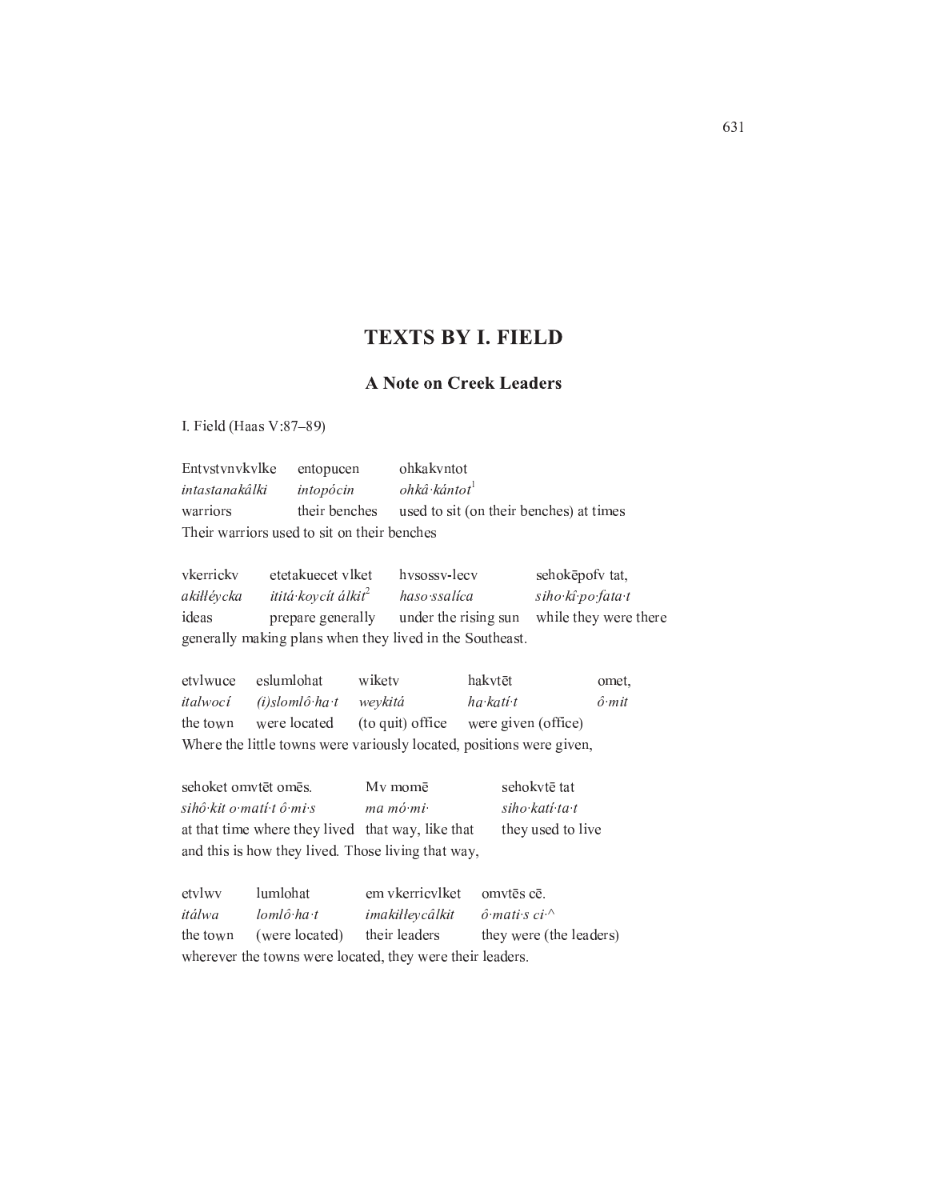## TEXTS BY I. FIELD

### A Note on Creek Leaders

I. Field (Haas V:87–89)

| Entvstvnvkvlke | entopucen | ohkakvntot |
|---|---|---|
| *intastanakâlki* | *intopócin* | *ohkâ·kántot*[1] |
| warriors | their benches | used to sit (on their benches) at times |

Their warriors used to sit on their benches

| vkerrickv | etetakuecet vlket | hvsossv-lecv | sehokēpofv tat, |
|---|---|---|---|
| *akiłłéycka* | *ititá·koycít álkit*[2] | *haso·ssalíca* | *siho·kî·po·fata·t* |
| ideas | prepare generally | under the rising sun | while they were there |

generally making plans when they lived in the Southeast.

| etvlwuce | eslumlohat | wiketv | hakvtēt | omet, |
|---|---|---|---|---|
| *italwocí* | *(i)slomlô·ha·t* | *weykitá* | *ha·katí·t* | *ô·mit* |
| the town | were located | (to quit) office | were given (office) | |

Where the little towns were variously located, positions were given,

| sehoket omvtēt omēs. | Mv momē | sehokvtē tat |
|---|---|---|
| *sihô·kit o·matí·t ô·mi·s* | *ma mó·mi·* | *siho·katí·ta·t* |
| at that time where they lived | that way, like that | they used to live |

and this is how they lived. Those living that way,

| etvlwv | lumlohat | em vkerricvlket | omvtēs cē. |
|---|---|---|---|
| *itálwa* | *lomlô·ha·t* | *imakiłłeycâlkit* | *ô·mati·s ci·^* |
| the town | (were located) | their leaders | they were (the leaders) |

wherever the towns were located, they were their leaders.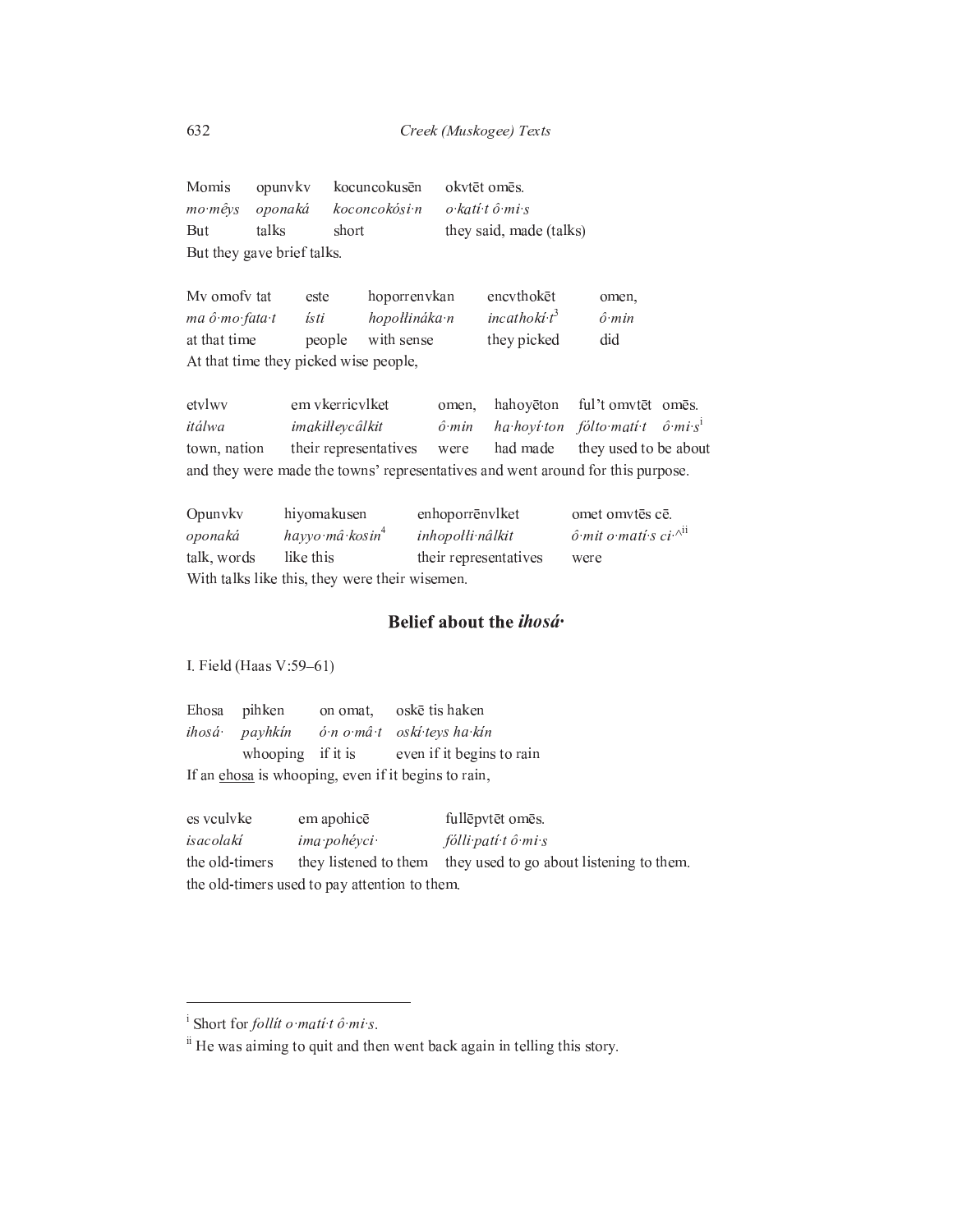| | | | |
|---|---|---|---|
| Momis | opunvkv | kocuncokusēn | okvtēt omēs. |
| *mo·mêys* | *oponaká* | *koconcokósi·n* | *o·katí·t ô·mi·s* |
| But | talks | short | they said, made (talks) |

But they gave brief talks.

| | | | | |
|---|---|---|---|---|
| Mv omofv tat | este | hoporrenvkan | encvthokēt | omen, |
| *ma ô·mo·fata·t* | *ísti* | *hopołłináka·n* | *incathokí·t*[3] | *ô·min* |
| at that time | people | with sense | they picked | did |

At that time they picked wise people,

| | | | | | |
|---|---|---|---|---|---|
| etvlwv | em vkerricvlket | omen, | hahoyēton | ful't omvtēt | omēs. |
| *itálwa* | *imakiłłeycâlkit* | *ô·min* | *ha·hoyí·ton* | *fólto·matí·t* | *ô·mi·s*[i] |
| town, nation | their representatives | were | had made | they used to be about | |

and they were made the towns' representatives and went around for this purpose.

| | | | |
|---|---|---|---|
| Opunvkv | hiyomakusen | enhoporrēnvlket | omet omvtēs cē. |
| *oponaká* | *hayyo·mâ·kosin*[4] | *inhopołłi·nâlkit* | *ô·mit o·matí·s ci·*^[ii] |
| talk, words | like this | their representatives | were |

With talks like this, they were their wisemen.

## Belief about the *ihosá·*

I. Field (Haas V:59–61)

| | | | |
|---|---|---|---|
| Ehosa | pihken | on omat, | oskē tis haken |
| *ihosá·* | *payhkín* | *ó·n o·mâ·t* | *oskí·teys ha·kín* |
| | whooping | if it is | even if it begins to rain |

If an ehosa is whooping, even if it begins to rain,

| | | |
|---|---|---|
| es vculvke | em apohicē | fullēpvtēt omēs. |
| *isacolakí* | *ima·pohéyci·* | *fólli·patí·t ô·mi·s* |
| the old-timers | they listened to them | they used to go about listening to them. |

the old-timers used to pay attention to them.

---

[i] Short for *follít o·matí·t ô·mi·s*.

[ii] He was aiming to quit and then went back again in telling this story.